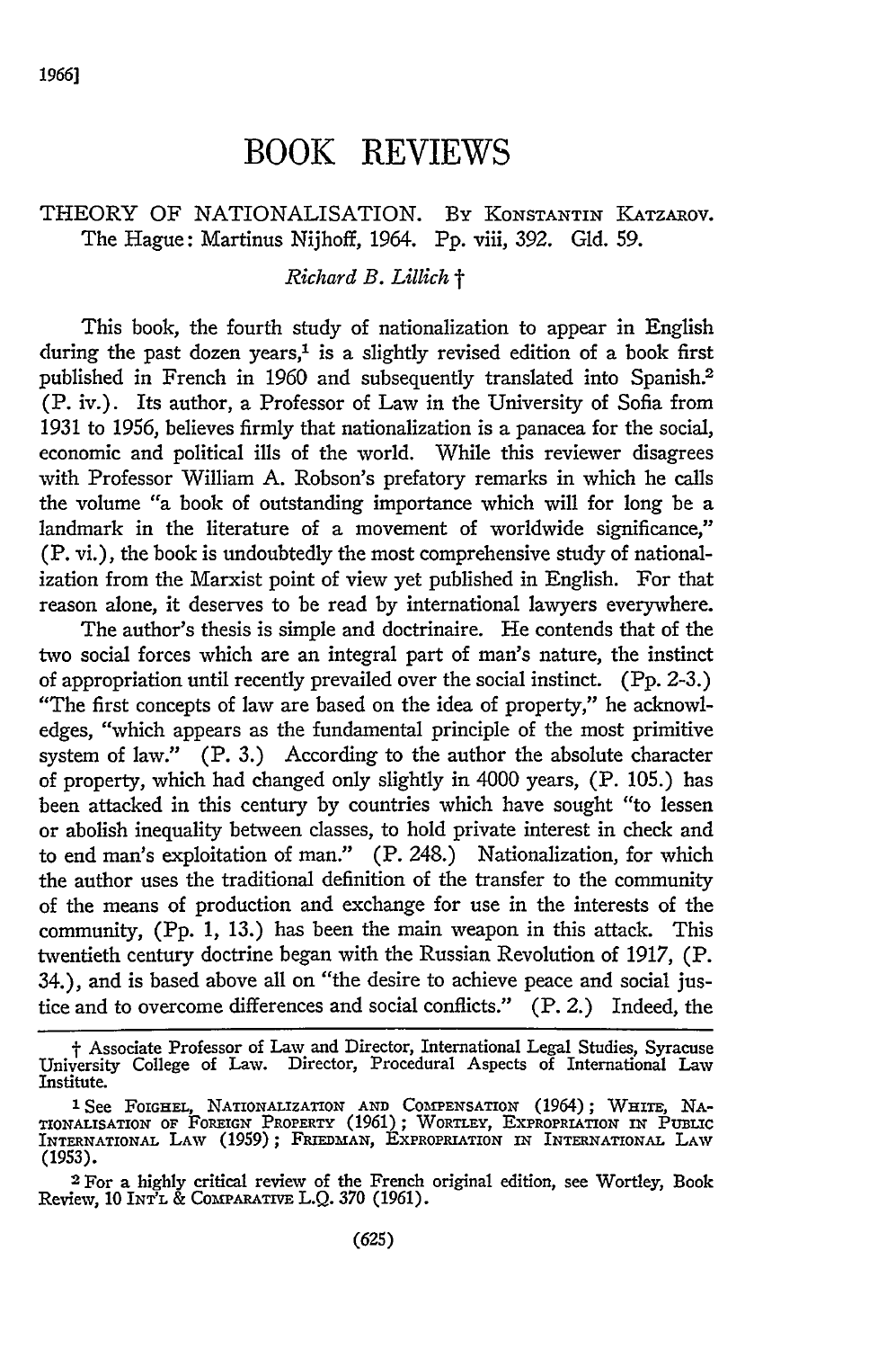# BOOK REVIEWS

THEORY OF NATIONALISATION. BY KONSTANTIN KATZAROV. The Hague: Martinus Nijhoff, 1964. Pp. viii, 392. Gld. 59.

*Richard B. Lillich* †

This book, the fourth study of nationalization to appear in English during the past dozen years,[1] is a slightly revised edition of a book first published in French in 1960 and subsequently translated into Spanish.[2] (P. iv.). Its author, a Professor of Law in the University of Sofia from 1931 to 1956, believes firmly that nationalization is a panacea for the social, economic and political ills of the world. While this reviewer disagrees with Professor William A. Robson's prefatory remarks in which he calls the volume "a book of outstanding importance which will for long be a landmark in the literature of a movement of worldwide significance," (P. vi.), the book is undoubtedly the most comprehensive study of nationalization from the Marxist point of view yet published in English. For that reason alone, it deserves to be read by international lawyers everywhere.

The author's thesis is simple and doctrinaire. He contends that of the two social forces which are an integral part of man's nature, the instinct of appropriation until recently prevailed over the social instinct. (Pp. 2-3.) "The first concepts of law are based on the idea of property," he acknowledges, "which appears as the fundamental principle of the most primitive system of law." (P. 3.) According to the author the absolute character of property, which had changed only slightly in 4000 years, (P. 105.) has been attacked in this century by countries which have sought "to lessen or abolish inequality between classes, to hold private interest in check and to end man's exploitation of man." (P. 248.) Nationalization, for which the author uses the traditional definition of the transfer to the community of the means of production and exchange for use in the interests of the community, (Pp. 1, 13.) has been the main weapon in this attack. This twentieth century doctrine began with the Russian Revolution of 1917, (P. 34.), and is based above all on "the desire to achieve peace and social justice and to overcome differences and social conflicts." (P. 2.) Indeed, the

---

† Associate Professor of Law and Director, International Legal Studies, Syracuse University College of Law. Director, Procedural Aspects of International Law Institute.

[1] See FOIGHEL, NATIONALIZATION AND COMPENSATION (1964); WHITE, NATIONALISATION OF FOREIGN PROPERTY (1961); WORTLEY, EXPROPRIATION IN PUBLIC INTERNATIONAL LAW (1959); FRIEDMAN, EXPROPRIATION IN INTERNATIONAL LAW (1953).

[2] For a highly critical review of the French original edition, see Wortley, Book Review, 10 INT'L & COMPARATIVE L.Q. 370 (1961).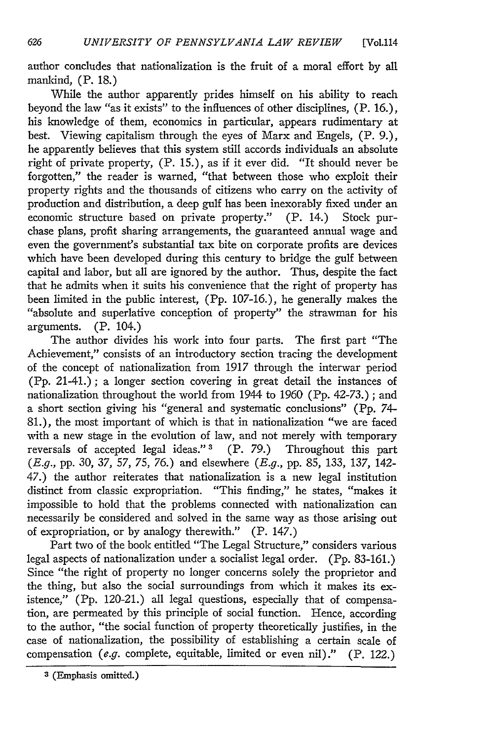author concludes that nationalization is the fruit of a moral effort by all mankind, (P. 18.)

While the author apparently prides himself on his ability to reach beyond the law "as it exists" to the influences of other disciplines, (P. 16.), his knowledge of them, economics in particular, appears rudimentary at best. Viewing capitalism through the eyes of Marx and Engels, (P. 9.), he apparently believes that this system still accords individuals an absolute right of private property, (P. 15.), as if it ever did. "It should never be forgotten," the reader is warned, "that between those who exploit their property rights and the thousands of citizens who carry on the activity of production and distribution, a deep gulf has been inexorably fixed under an economic structure based on private property." (P. 14.) Stock purchase plans, profit sharing arrangements, the guaranteed annual wage and even the government's substantial tax bite on corporate profits are devices which have been developed during this century to bridge the gulf between capital and labor, but all are ignored by the author. Thus, despite the fact that he admits when it suits his convenience that the right of property has been limited in the public interest, (Pp. 107-16.), he generally makes the "absolute and superlative conception of property" the strawman for his arguments. (P. 104.)

The author divides his work into four parts. The first part "The Achievement," consists of an introductory section tracing the development of the concept of nationalization from 1917 through the interwar period (Pp. 21-41.); a longer section covering in great detail the instances of nationalization throughout the world from 1944 to 1960 (Pp. 42-73.); and a short section giving his "general and systematic conclusions" (Pp. 74-81.), the most important of which is that in nationalization "we are faced with a new stage in the evolution of law, and not merely with temporary reversals of accepted legal ideas."[3] (P. 79.) Throughout this part (*E.g.*, pp. 30, 37, 57, 75, 76.) and elsewhere (*E.g.*, pp. 85, 133, 137, 142-47.) the author reiterates that nationalization is a new legal institution distinct from classic expropriation. "This finding," he states, "makes it impossible to hold that the problems connected with nationalization can necessarily be considered and solved in the same way as those arising out of expropriation, or by analogy therewith." (P. 147.)

Part two of the book entitled "The Legal Structure," considers various legal aspects of nationalization under a socialist legal order. (Pp. 83-161.) Since "the right of property no longer concerns solely the proprietor and the thing, but also the social surroundings from which it makes its existence," (Pp. 120-21.) all legal questions, especially that of compensation, are permeated by this principle of social function. Hence, according to the author, "the social function of property theoretically justifies, in the case of nationalization, the possibility of establishing a certain scale of compensation (*e.g.* complete, equitable, limited or even nil)." (P. 122.)

[3] (Emphasis omitted.)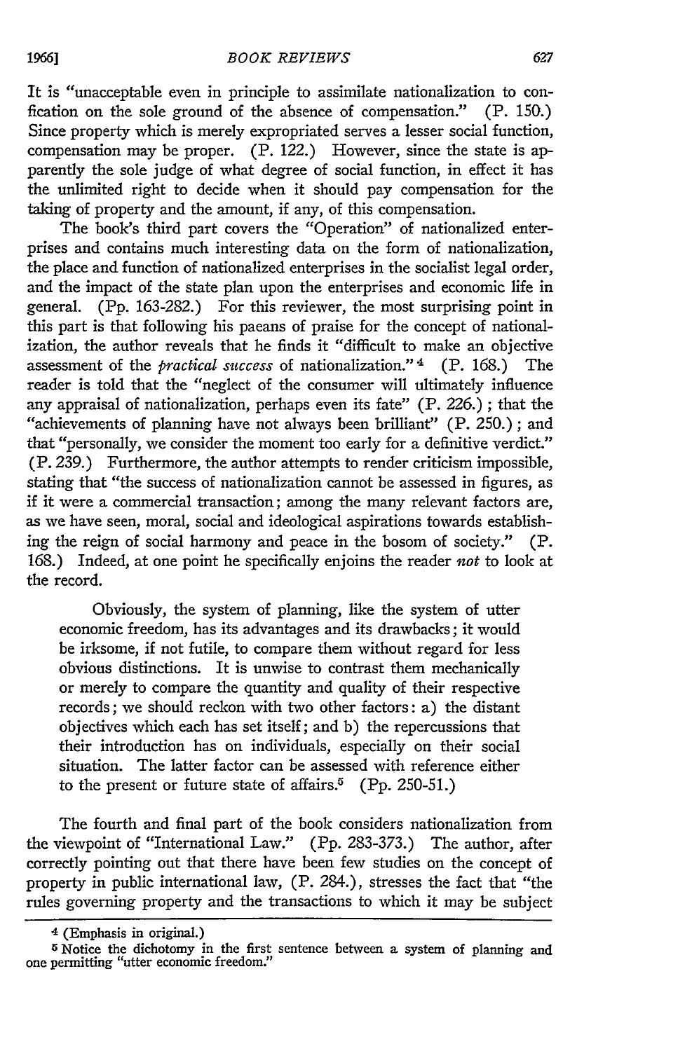It is "unacceptable even in principle to assimilate nationalization to confication on the sole ground of the absence of compensation." (P. 150.) Since property which is merely expropriated serves a lesser social function, compensation may be proper. (P. 122.) However, since the state is apparently the sole judge of what degree of social function, in effect it has the unlimited right to decide when it should pay compensation for the taking of property and the amount, if any, of this compensation.

The book's third part covers the "Operation" of nationalized enterprises and contains much interesting data on the form of nationalization, the place and function of nationalized enterprises in the socialist legal order, and the impact of the state plan upon the enterprises and economic life in general. (Pp. 163-282.) For this reviewer, the most surprising point in this part is that following his paeans of praise for the concept of nationalization, the author reveals that he finds it "difficult to make an objective assessment of the *practical success* of nationalization."[4] (P. 168.) The reader is told that the "neglect of the consumer will ultimately influence any appraisal of nationalization, perhaps even its fate" (P. 226.); that the "achievements of planning have not always been brilliant" (P. 250.); and that "personally, we consider the moment too early for a definitive verdict." (P. 239.) Furthermore, the author attempts to render criticism impossible, stating that "the success of nationalization cannot be assessed in figures, as if it were a commercial transaction; among the many relevant factors are, as we have seen, moral, social and ideological aspirations towards establishing the reign of social harmony and peace in the bosom of society." (P. 168.) Indeed, at one point he specifically enjoins the reader *not* to look at the record.

> Obviously, the system of planning, like the system of utter economic freedom, has its advantages and its drawbacks; it would be irksome, if not futile, to compare them without regard for less obvious distinctions. It is unwise to contrast them mechanically or merely to compare the quantity and quality of their respective records; we should reckon with two other factors: a) the distant objectives which each has set itself; and b) the repercussions that their introduction has on individuals, especially on their social situation. The latter factor can be assessed with reference either to the present or future state of affairs.[5] (Pp. 250-51.)

The fourth and final part of the book considers nationalization from the viewpoint of "International Law." (Pp. 283-373.) The author, after correctly pointing out that there have been few studies on the concept of property in public international law, (P. 284.), stresses the fact that "the rules governing property and the transactions to which it may be subject

---

[4] (Emphasis in original.)

[5] Notice the dichotomy in the first sentence between a system of planning and one permitting "utter economic freedom."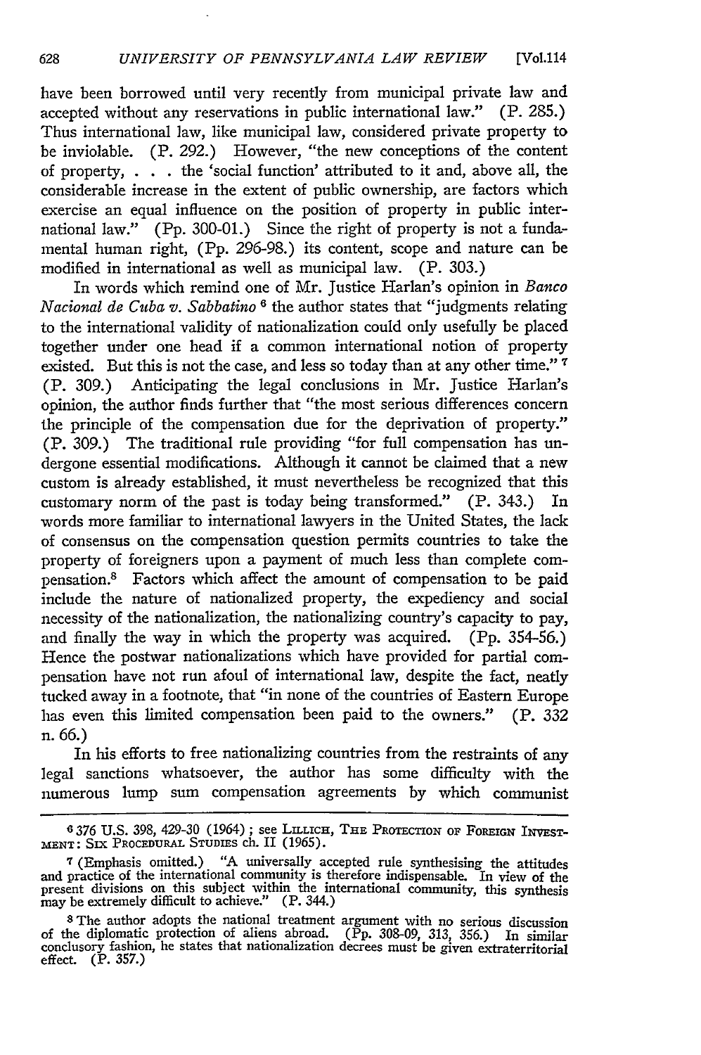have been borrowed until very recently from municipal private law and accepted without any reservations in public international law." (P. 285.) Thus international law, like municipal law, considered private property to be inviolable. (P. 292.) However, "the new conceptions of the content of property, . . . the 'social function' attributed to it and, above all, the considerable increase in the extent of public ownership, are factors which exercise an equal influence on the position of property in public international law." (Pp. 300-01.) Since the right of property is not a fundamental human right, (Pp. 296-98.) its content, scope and nature can be modified in international as well as municipal law. (P. 303.)

In words which remind one of Mr. Justice Harlan's opinion in *Banco Nacional de Cuba v. Sabbatino*[6] the author states that "judgments relating to the international validity of nationalization could only usefully be placed together under one head if a common international notion of property existed. But this is not the case, and less so today than at any other time."[7] (P. 309.) Anticipating the legal conclusions in Mr. Justice Harlan's opinion, the author finds further that "the most serious differences concern the principle of the compensation due for the deprivation of property." (P. 309.) The traditional rule providing "for full compensation has undergone essential modifications. Although it cannot be claimed that a new custom is already established, it must nevertheless be recognized that this customary norm of the past is today being transformed." (P. 343.) In words more familiar to international lawyers in the United States, the lack of consensus on the compensation question permits countries to take the property of foreigners upon a payment of much less than complete compensation.[8] Factors which affect the amount of compensation to be paid include the nature of nationalized property, the expediency and social necessity of the nationalization, the nationalizing country's capacity to pay, and finally the way in which the property was acquired. (Pp. 354-56.) Hence the postwar nationalizations which have provided for partial compensation have not run afoul of international law, despite the fact, neatly tucked away in a footnote, that "in none of the countries of Eastern Europe has even this limited compensation been paid to the owners." (P. 332 n. 66.)

In his efforts to free nationalizing countries from the restraints of any legal sanctions whatsoever, the author has some difficulty with the numerous lump sum compensation agreements by which communist

---

[6] 376 U.S. 398, 429-30 (1964); see LILLICH, THE PROTECTION OF FOREIGN INVESTMENT: SIX PROCEDURAL STUDIES ch. II (1965).

[7] (Emphasis omitted.) "A universally accepted rule synthesising the attitudes and practice of the international community is therefore indispensable. In view of the present divisions on this subject within the international community, this synthesis may be extremely difficult to achieve." (P. 344.)

[8] The author adopts the national treatment argument with no serious discussion of the diplomatic protection of aliens abroad. (Pp. 308-09, 313, 356.) In similar conclusory fashion, he states that nationalization decrees must be given extraterritorial effect. (P. 357.)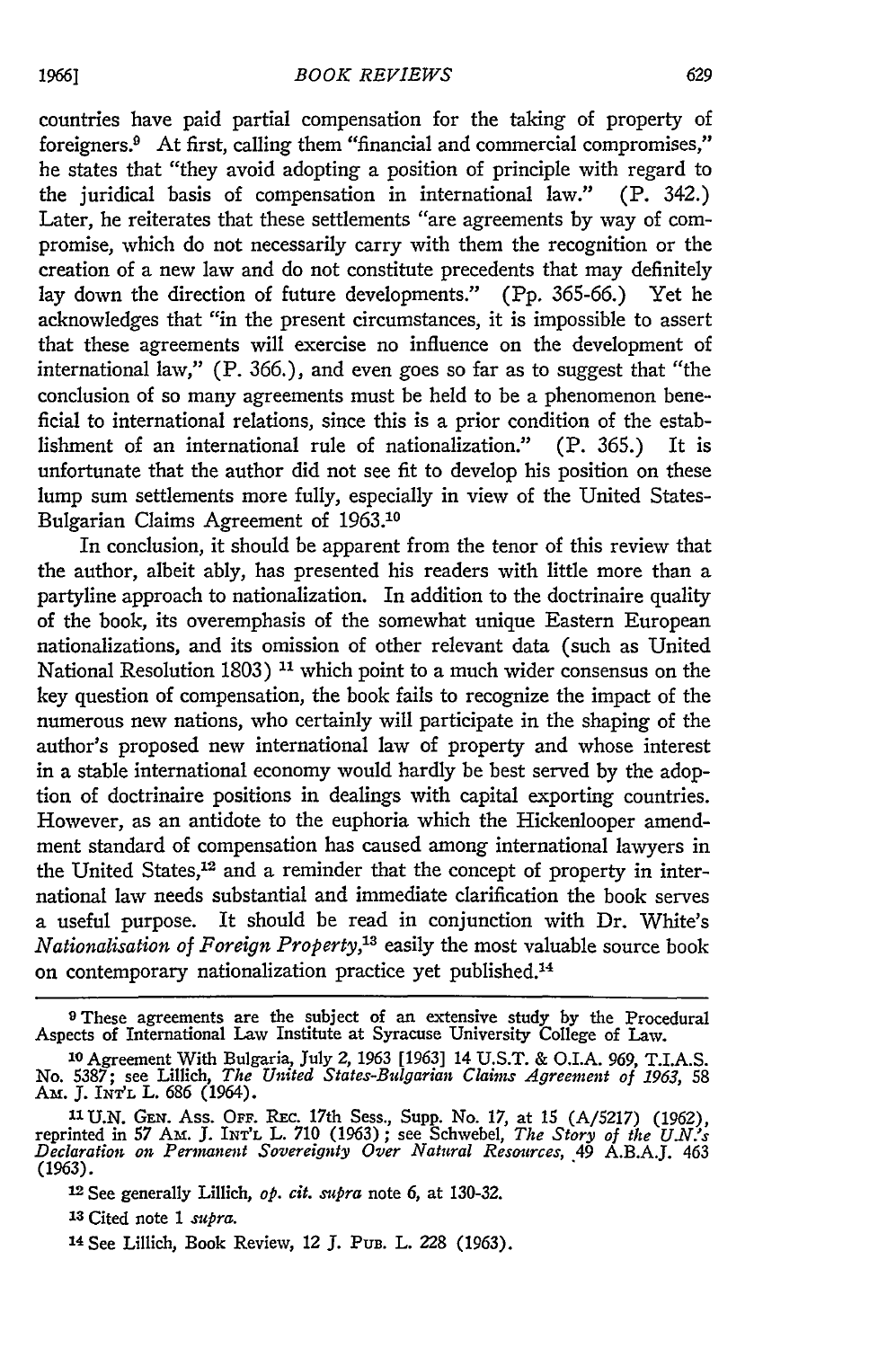countries have paid partial compensation for the taking of property of foreigners.[9] At first, calling them "financial and commercial compromises," he states that "they avoid adopting a position of principle with regard to the juridical basis of compensation in international law." (P. 342.) Later, he reiterates that these settlements "are agreements by way of compromise, which do not necessarily carry with them the recognition or the creation of a new law and do not constitute precedents that may definitely lay down the direction of future developments." (Pp. 365-66.) Yet he acknowledges that "in the present circumstances, it is impossible to assert that these agreements will exercise no influence on the development of international law," (P. 366.), and even goes so far as to suggest that "the conclusion of so many agreements must be held to be a phenomenon beneficial to international relations, since this is a prior condition of the establishment of an international rule of nationalization." (P. 365.) It is unfortunate that the author did not see fit to develop his position on these lump sum settlements more fully, especially in view of the United States-Bulgarian Claims Agreement of 1963.[10]

In conclusion, it should be apparent from the tenor of this review that the author, albeit ably, has presented his readers with little more than a partyline approach to nationalization. In addition to the doctrinaire quality of the book, its overemphasis of the somewhat unique Eastern European nationalizations, and its omission of other relevant data (such as United National Resolution 1803) [11] which point to a much wider consensus on the key question of compensation, the book fails to recognize the impact of the numerous new nations, who certainly will participate in the shaping of the author's proposed new international law of property and whose interest in a stable international economy would hardly be best served by the adoption of doctrinaire positions in dealings with capital exporting countries. However, as an antidote to the euphoria which the Hickenlooper amendment standard of compensation has caused among international lawyers in the United States,[12] and a reminder that the concept of property in international law needs substantial and immediate clarification the book serves a useful purpose. It should be read in conjunction with Dr. White's *Nationalisation of Foreign Property*,[13] easily the most valuable source book on contemporary nationalization practice yet published.[14]

---

[9] These agreements are the subject of an extensive study by the Procedural Aspects of International Law Institute at Syracuse University College of Law.

[10] Agreement With Bulgaria, July 2, 1963 [1963] 14 U.S.T. & O.I.A. 969, T.I.A.S. No. 5387; see Lillich, *The United States-Bulgarian Claims Agreement of 1963*, 58 Am. J. Int'l L. 686 (1964).

[11] U.N. Gen. Ass. Off. Rec. 17th Sess., Supp. No. 17, at 15 (A/5217) (1962), reprinted in 57 Am. J. Int'l L. 710 (1963); see Schwebel, *The Story of the U.N.'s Declaration on Permanent Sovereignty Over Natural Resources*, 49 A.B.A.J. 463 (1963).

[12] See generally Lillich, *op. cit. supra* note 6, at 130-32.

[13] Cited note 1 *supra*.

[14] See Lillich, Book Review, 12 J. Pub. L. 228 (1963).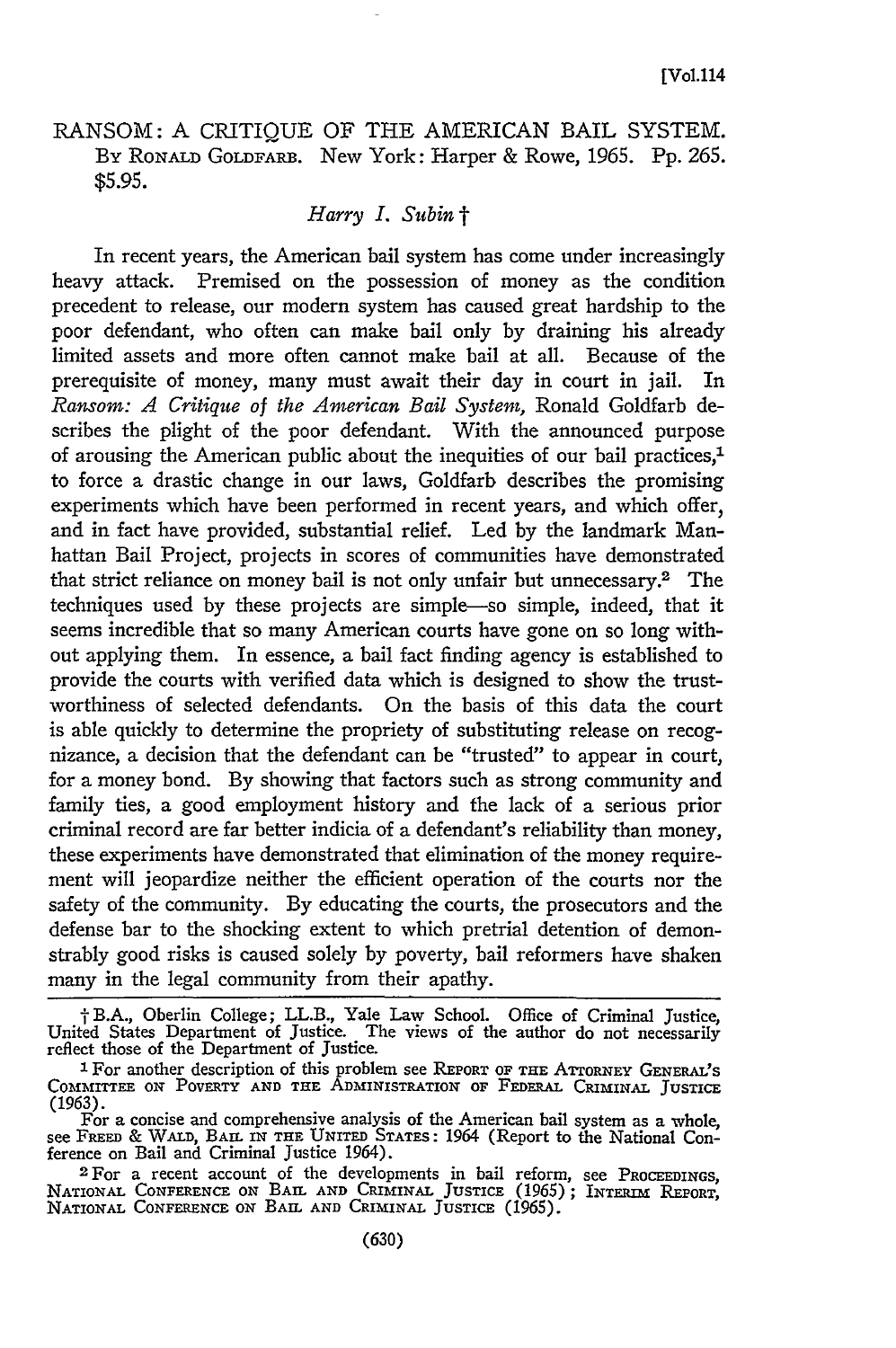RANSOM: A CRITIQUE OF THE AMERICAN BAIL SYSTEM. By RONALD GOLDFARB. New York: Harper & Rowe, 1965. Pp. 265. $5.95.

*Harry I. Subin* †

In recent years, the American bail system has come under increasingly heavy attack. Premised on the possession of money as the condition precedent to release, our modern system has caused great hardship to the poor defendant, who often can make bail only by draining his already limited assets and more often cannot make bail at all. Because of the prerequisite of money, many must await their day in court in jail. In *Ransom: A Critique of the American Bail System*, Ronald Goldfarb describes the plight of the poor defendant. With the announced purpose of arousing the American public about the inequities of our bail practices,[1] to force a drastic change in our laws, Goldfarb describes the promising experiments which have been performed in recent years, and which offer, and in fact have provided, substantial relief. Led by the landmark Manhattan Bail Project, projects in scores of communities have demonstrated that strict reliance on money bail is not only unfair but unnecessary.[2] The techniques used by these projects are simple—so simple, indeed, that it seems incredible that so many American courts have gone on so long without applying them. In essence, a bail fact finding agency is established to provide the courts with verified data which is designed to show the trustworthiness of selected defendants. On the basis of this data the court is able quickly to determine the propriety of substituting release on recognizance, a decision that the defendant can be "trusted" to appear in court, for a money bond. By showing that factors such as strong community and family ties, a good employment history and the lack of a serious prior criminal record are far better indicia of a defendant's reliability than money, these experiments have demonstrated that elimination of the money requirement will jeopardize neither the efficient operation of the courts nor the safety of the community. By educating the courts, the prosecutors and the defense bar to the shocking extent to which pretrial detention of demonstrably good risks is caused solely by poverty, bail reformers have shaken many in the legal community from their apathy.

---

† B.A., Oberlin College; LL.B., Yale Law School. Office of Criminal Justice, United States Department of Justice. The views of the author do not necessarily reflect those of the Department of Justice.

[1] For another description of this problem see REPORT OF THE ATTORNEY GENERAL'S COMMITTEE ON POVERTY AND THE ADMINISTRATION OF FEDERAL CRIMINAL JUSTICE (1963).

For a concise and comprehensive analysis of the American bail system as a whole, see FREED & WALD, BAIL IN THE UNITED STATES: 1964 (Report to the National Conference on Bail and Criminal Justice 1964).

[2] For a recent account of the developments in bail reform, see PROCEEDINGS, NATIONAL CONFERENCE ON BAIL AND CRIMINAL JUSTICE (1965); INTERIM REPORT, NATIONAL CONFERENCE ON BAIL AND CRIMINAL JUSTICE (1965).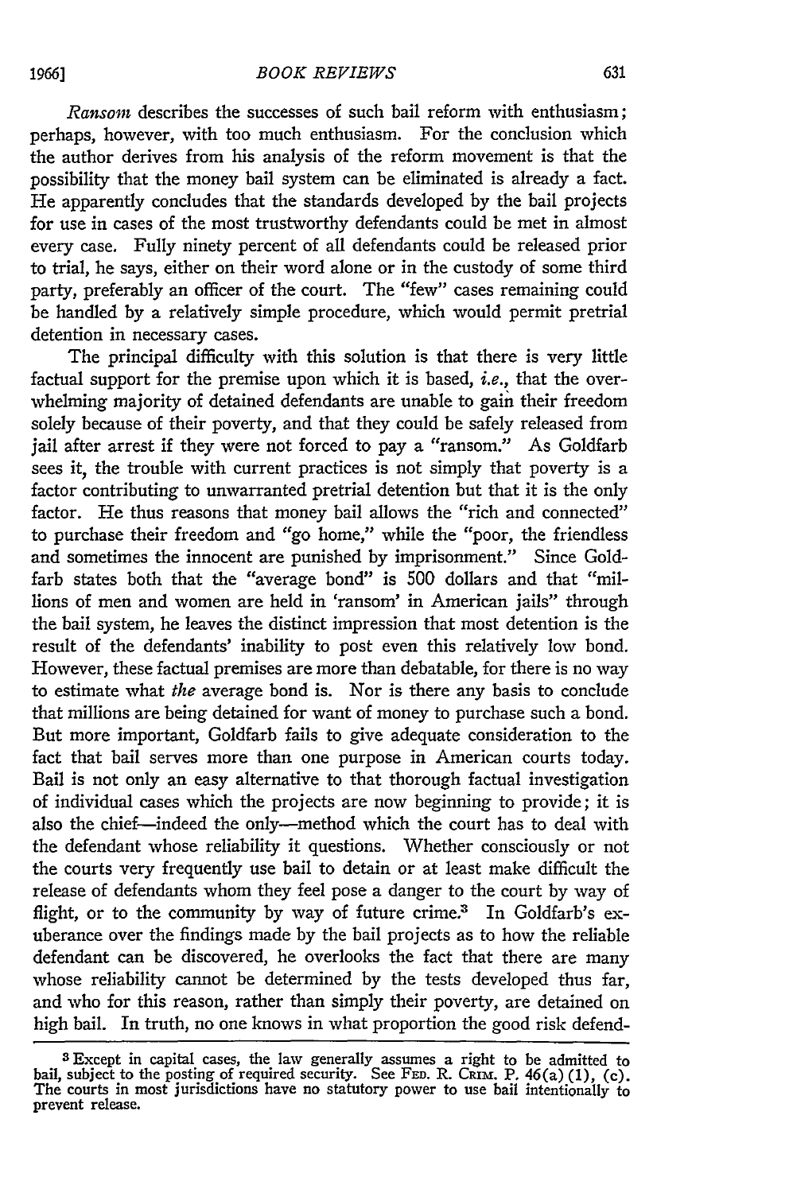*Ransom* describes the successes of such bail reform with enthusiasm; perhaps, however, with too much enthusiasm. For the conclusion which the author derives from his analysis of the reform movement is that the possibility that the money bail system can be eliminated is already a fact. He apparently concludes that the standards developed by the bail projects for use in cases of the most trustworthy defendants could be met in almost every case. Fully ninety percent of all defendants could be released prior to trial, he says, either on their word alone or in the custody of some third party, preferably an officer of the court. The "few" cases remaining could be handled by a relatively simple procedure, which would permit pretrial detention in necessary cases.

The principal difficulty with this solution is that there is very little factual support for the premise upon which it is based, *i.e.*, that the overwhelming majority of detained defendants are unable to gain their freedom solely because of their poverty, and that they could be safely released from jail after arrest if they were not forced to pay a "ransom." As Goldfarb sees it, the trouble with current practices is not simply that poverty is a factor contributing to unwarranted pretrial detention but that it is the only factor. He thus reasons that money bail allows the "rich and connected" to purchase their freedom and "go home," while the "poor, the friendless and sometimes the innocent are punished by imprisonment." Since Goldfarb states both that the "average bond" is 500 dollars and that "millions of men and women are held in 'ransom' in American jails" through the bail system, he leaves the distinct impression that most detention is the result of the defendants' inability to post even this relatively low bond. However, these factual premises are more than debatable, for there is no way to estimate what *the* average bond is. Nor is there any basis to conclude that millions are being detained for want of money to purchase such a bond. But more important, Goldfarb fails to give adequate consideration to the fact that bail serves more than one purpose in American courts today. Bail is not only an easy alternative to that thorough factual investigation of individual cases which the projects are now beginning to provide; it is also the chief—indeed the only—method which the court has to deal with the defendant whose reliability it questions. Whether consciously or not the courts very frequently use bail to detain or at least make difficult the release of defendants whom they feel pose a danger to the court by way of flight, or to the community by way of future crime.[3] In Goldfarb's exuberance over the findings made by the bail projects as to how the reliable defendant can be discovered, he overlooks the fact that there are many whose reliability cannot be determined by the tests developed thus far, and who for this reason, rather than simply their poverty, are detained on high bail. In truth, no one knows in what proportion the good risk defend-

[3] Except in capital cases, the law generally assumes a right to be admitted to bail, subject to the posting of required security. See FED. R. CRIM. P. 46(a) (1), (c). The courts in most jurisdictions have no statutory power to use bail intentionally to prevent release.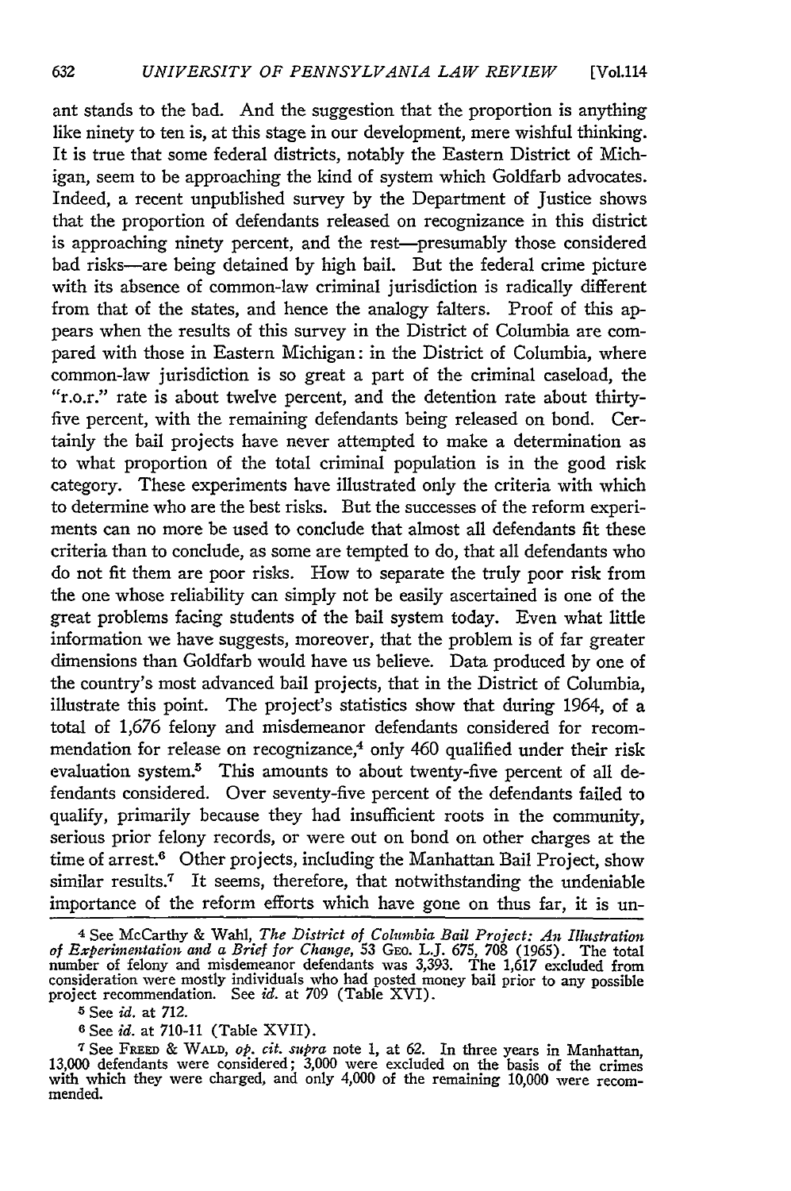ant stands to the bad. And the suggestion that the proportion is anything like ninety to ten is, at this stage in our development, mere wishful thinking. It is true that some federal districts, notably the Eastern District of Michigan, seem to be approaching the kind of system which Goldfarb advocates. Indeed, a recent unpublished survey by the Department of Justice shows that the proportion of defendants released on recognizance in this district is approaching ninety percent, and the rest—presumably those considered bad risks—are being detained by high bail. But the federal crime picture with its absence of common-law criminal jurisdiction is radically different from that of the states, and hence the analogy falters. Proof of this appears when the results of this survey in the District of Columbia are compared with those in Eastern Michigan: in the District of Columbia, where common-law jurisdiction is so great a part of the criminal caseload, the "r.o.r." rate is about twelve percent, and the detention rate about thirty-five percent, with the remaining defendants being released on bond. Certainly the bail projects have never attempted to make a determination as to what proportion of the total criminal population is in the good risk category. These experiments have illustrated only the criteria with which to determine who are the best risks. But the successes of the reform experiments can no more be used to conclude that almost all defendants fit these criteria than to conclude, as some are tempted to do, that all defendants who do not fit them are poor risks. How to separate the truly poor risk from the one whose reliability can simply not be easily ascertained is one of the great problems facing students of the bail system today. Even what little information we have suggests, moreover, that the problem is of far greater dimensions than Goldfarb would have us believe. Data produced by one of the country's most advanced bail projects, that in the District of Columbia, illustrate this point. The project's statistics show that during 1964, of a total of 1,676 felony and misdemeanor defendants considered for recommendation for release on recognizance,[4] only 460 qualified under their risk evaluation system.[5] This amounts to about twenty-five percent of all defendants considered. Over seventy-five percent of the defendants failed to qualify, primarily because they had insufficient roots in the community, serious prior felony records, or were out on bond on other charges at the time of arrest.[6] Other projects, including the Manhattan Bail Project, show similar results.[7] It seems, therefore, that notwithstanding the undeniable importance of the reform efforts which have gone on thus far, it is un-

[4] See McCarthy & Wahl, *The District of Columbia Bail Project: An Illustration of Experimentation and a Brief for Change*, 53 Geo. L.J. 675, 708 (1965). The total number of felony and misdemeanor defendants was 3,393. The 1,617 excluded from consideration were mostly individuals who had posted money bail prior to any possible project recommendation. See *id.* at 709 (Table XVI).

[5] See *id.* at 712.

[6] See *id.* at 710-11 (Table XVII).

[7] See Freed & Wald, *op. cit. supra* note 1, at 62. In three years in Manhattan, 13,000 defendants were considered; 3,000 were excluded on the basis of the crimes with which they were charged, and only 4,000 of the remaining 10,000 were recommended.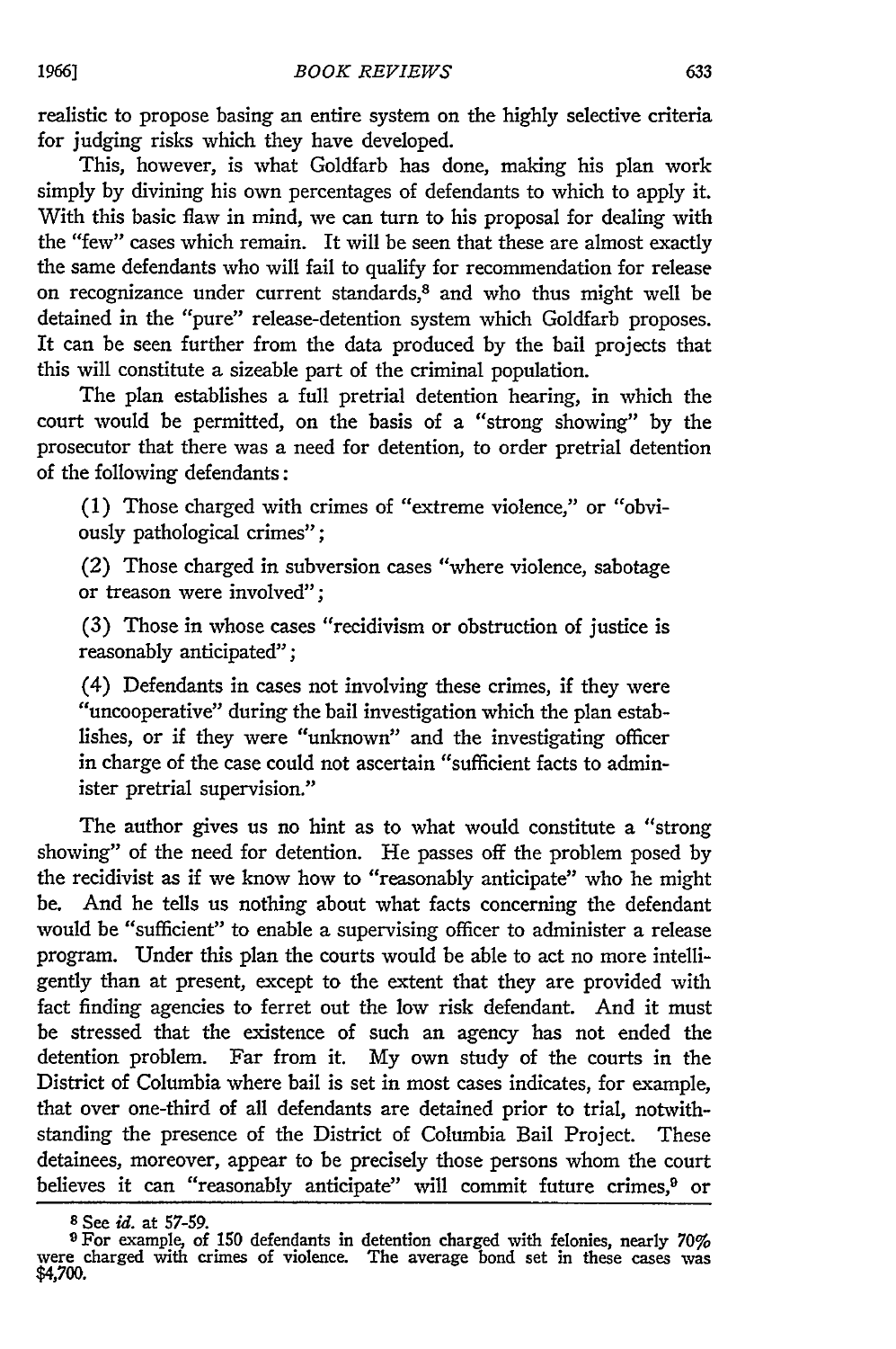realistic to propose basing an entire system on the highly selective criteria for judging risks which they have developed.

This, however, is what Goldfarb has done, making his plan work simply by divining his own percentages of defendants to which to apply it. With this basic flaw in mind, we can turn to his proposal for dealing with the "few" cases which remain. It will be seen that these are almost exactly the same defendants who will fail to qualify for recommendation for release on recognizance under current standards,[8] and who thus might well be detained in the "pure" release-detention system which Goldfarb proposes. It can be seen further from the data produced by the bail projects that this will constitute a sizeable part of the criminal population.

The plan establishes a full pretrial detention hearing, in which the court would be permitted, on the basis of a "strong showing" by the prosecutor that there was a need for detention, to order pretrial detention of the following defendants:

> (1) Those charged with crimes of "extreme violence," or "obviously pathological crimes";
>
> (2) Those charged in subversion cases "where violence, sabotage or treason were involved";
>
> (3) Those in whose cases "recidivism or obstruction of justice is reasonably anticipated";
>
> (4) Defendants in cases not involving these crimes, if they were "uncooperative" during the bail investigation which the plan establishes, or if they were "unknown" and the investigating officer in charge of the case could not ascertain "sufficient facts to administer pretrial supervision."

The author gives us no hint as to what would constitute a "strong showing" of the need for detention. He passes off the problem posed by the recidivist as if we know how to "reasonably anticipate" who he might be. And he tells us nothing about what facts concerning the defendant would be "sufficient" to enable a supervising officer to administer a release program. Under this plan the courts would be able to act no more intelligently than at present, except to the extent that they are provided with fact finding agencies to ferret out the low risk defendant. And it must be stressed that the existence of such an agency has not ended the detention problem. Far from it. My own study of the courts in the District of Columbia where bail is set in most cases indicates, for example, that over one-third of all defendants are detained prior to trial, notwithstanding the presence of the District of Columbia Bail Project. These detainees, moreover, appear to be precisely those persons whom the court believes it can "reasonably anticipate" will commit future crimes,[9] or

---

[8] See *id.* at 57-59.

[9] For example, of 150 defendants in detention charged with felonies, nearly 70% were charged with crimes of violence. The average bond set in these cases was $4,700.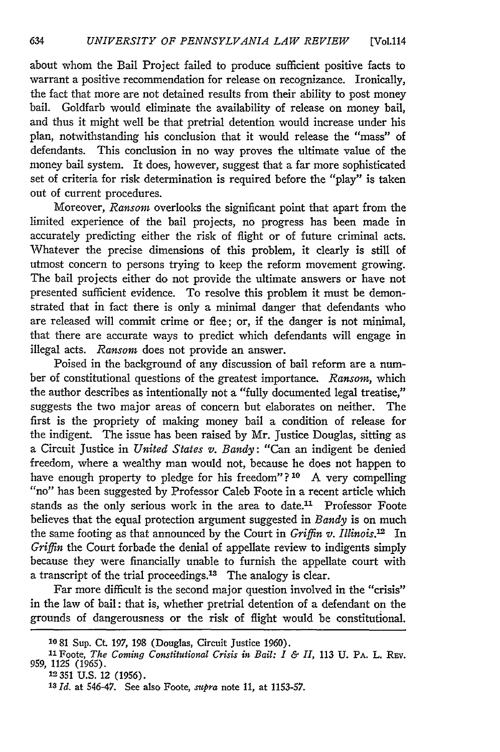about whom the Bail Project failed to produce sufficient positive facts to warrant a positive recommendation for release on recognizance. Ironically, the fact that more are not detained results from their ability to post money bail. Goldfarb would eliminate the availability of release on money bail, and thus it might well be that pretrial detention would increase under his plan, notwithstanding his conclusion that it would release the "mass" of defendants. This conclusion in no way proves the ultimate value of the money bail system. It does, however, suggest that a far more sophisticated set of criteria for risk determination is required before the "play" is taken out of current procedures.

Moreover, *Ransom* overlooks the significant point that apart from the limited experience of the bail projects, no progress has been made in accurately predicting either the risk of flight or of future criminal acts. Whatever the precise dimensions of this problem, it clearly is still of utmost concern to persons trying to keep the reform movement growing. The bail projects either do not provide the ultimate answers or have not presented sufficient evidence. To resolve this problem it must be demonstrated that in fact there is only a minimal danger that defendants who are released will commit crime or flee; or, if the danger is not minimal, that there are accurate ways to predict which defendants will engage in illegal acts. *Ransom* does not provide an answer.

Poised in the background of any discussion of bail reform are a number of constitutional questions of the greatest importance. *Ransom*, which the author describes as intentionally not a "fully documented legal treatise," suggests the two major areas of concern but elaborates on neither. The first is the propriety of making money bail a condition of release for the indigent. The issue has been raised by Mr. Justice Douglas, sitting as a Circuit Justice in *United States v. Bandy*: "Can an indigent be denied freedom, where a wealthy man would not, because he does not happen to have enough property to pledge for his freedom"?[10] A very compelling "no" has been suggested by Professor Caleb Foote in a recent article which stands as the only serious work in the area to date.[11] Professor Foote believes that the equal protection argument suggested in *Bandy* is on much the same footing as that announced by the Court in *Griffin v. Illinois*.[12] In *Griffin* the Court forbade the denial of appellate review to indigents simply because they were financially unable to furnish the appellate court with a transcript of the trial proceedings.[13] The analogy is clear.

Far more difficult is the second major question involved in the "crisis" in the law of bail: that is, whether pretrial detention of a defendant on the grounds of dangerousness or the risk of flight would be constitutional.

---

[10] 81 Sup. Ct. 197, 198 (Douglas, Circuit Justice 1960).

[11] Foote, *The Coming Constitutional Crisis in Bail: I & II*, 113 U. Pa. L. Rev. 959, 1125 (1965).

[12] 351 U.S. 12 (1956).

[13] *Id.* at 546-47. See also Foote, *supra* note 11, at 1153-57.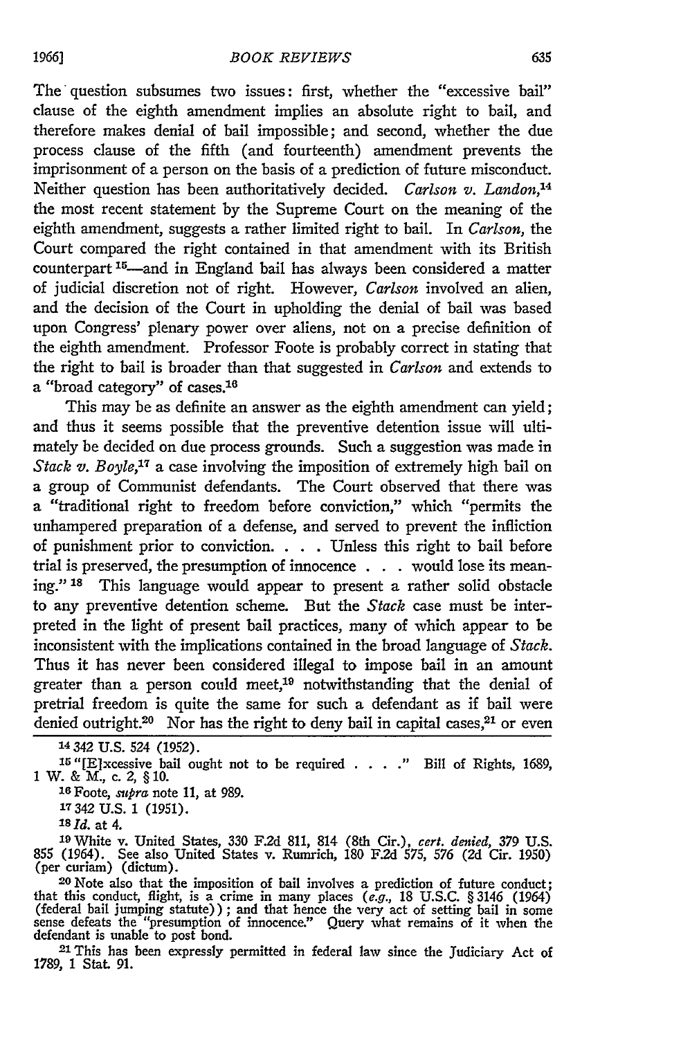The question subsumes two issues: first, whether the "excessive bail" clause of the eighth amendment implies an absolute right to bail, and therefore makes denial of bail impossible; and second, whether the due process clause of the fifth (and fourteenth) amendment prevents the imprisonment of a person on the basis of a prediction of future misconduct. Neither question has been authoritatively decided. *Carlson v. Landon*,[14] the most recent statement by the Supreme Court on the meaning of the eighth amendment, suggests a rather limited right to bail. In *Carlson*, the Court compared the right contained in that amendment with its British counterpart[15]—and in England bail has always been considered a matter of judicial discretion not of right. However, *Carlson* involved an alien, and the decision of the Court in upholding the denial of bail was based upon Congress' plenary power over aliens, not on a precise definition of the eighth amendment. Professor Foote is probably correct in stating that the right to bail is broader than that suggested in *Carlson* and extends to a "broad category" of cases.[16]

This may be as definite an answer as the eighth amendment can yield; and thus it seems possible that the preventive detention issue will ultimately be decided on due process grounds. Such a suggestion was made in *Stack v. Boyle*,[17] a case involving the imposition of extremely high bail on a group of Communist defendants. The Court observed that there was a "traditional right to freedom before conviction," which "permits the unhampered preparation of a defense, and served to prevent the infliction of punishment prior to conviction. . . . Unless this right to bail before trial is preserved, the presumption of innocence . . . would lose its meaning."[18] This language would appear to present a rather solid obstacle to any preventive detention scheme. But the *Stack* case must be interpreted in the light of present bail practices, many of which appear to be inconsistent with the implications contained in the broad language of *Stack*. Thus it has never been considered illegal to impose bail in an amount greater than a person could meet,[19] notwithstanding that the denial of pretrial freedom is quite the same for such a defendant as if bail were denied outright.[20] Nor has the right to deny bail in capital cases,[21] or even

---

[14] 342 U.S. 524 (1952).

[15] "[E]xcessive bail ought not to be required . . . ." Bill of Rights, 1689, 1 W. & M., c. 2, § 10.

[16] Foote, *supra* note 11, at 989.

[17] 342 U.S. 1 (1951).

[18] *Id.* at 4.

[19] White v. United States, 330 F.2d 811, 814 (8th Cir.), *cert. denied*, 379 U.S. 855 (1964). See also United States v. Rumrich, 180 F.2d 575, 576 (2d Cir. 1950) (per curiam) (dictum).

[20] Note also that the imposition of bail involves a prediction of future conduct; that this conduct, flight, is a crime in many places (*e.g.*, 18 U.S.C. § 3146 (1964) (federal bail jumping statute)); and that hence the very act of setting bail in some sense defeats the "presumption of innocence." Query what remains of it when the defendant is unable to post bond.

[21] This has been expressly permitted in federal law since the Judiciary Act of 1789, 1 Stat. 91.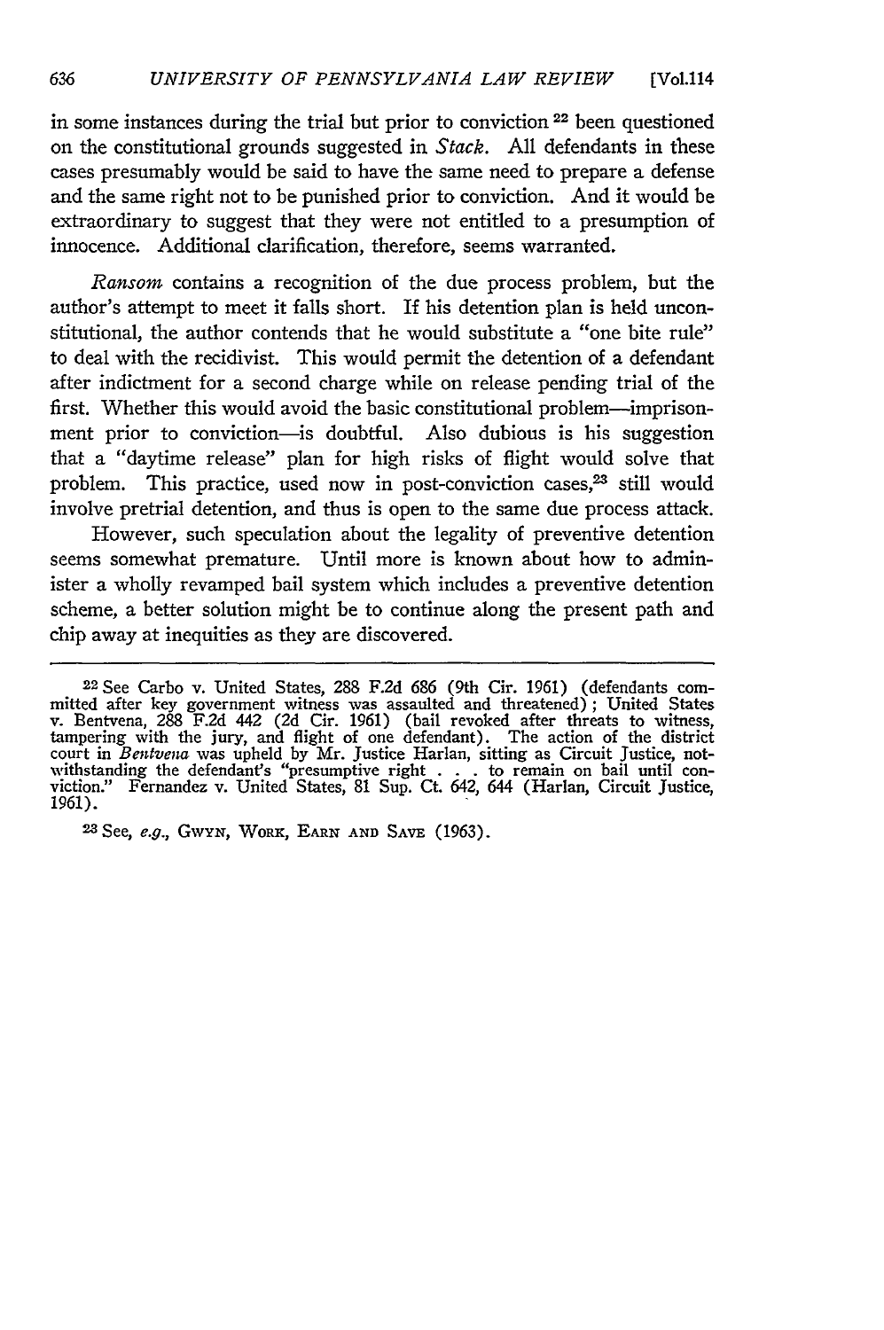in some instances during the trial but prior to conviction [22] been questioned on the constitutional grounds suggested in *Stack*. All defendants in these cases presumably would be said to have the same need to prepare a defense and the same right not to be punished prior to conviction. And it would be extraordinary to suggest that they were not entitled to a presumption of innocence. Additional clarification, therefore, seems warranted.

*Ransom* contains a recognition of the due process problem, but the author's attempt to meet it falls short. If his detention plan is held unconstitutional, the author contends that he would substitute a "one bite rule" to deal with the recidivist. This would permit the detention of a defendant after indictment for a second charge while on release pending trial of the first. Whether this would avoid the basic constitutional problem—imprisonment prior to conviction—is doubtful. Also dubious is his suggestion that a "daytime release" plan for high risks of flight would solve that problem. This practice, used now in post-conviction cases,[23] still would involve pretrial detention, and thus is open to the same due process attack.

However, such speculation about the legality of preventive detention seems somewhat premature. Until more is known about how to administer a wholly revamped bail system which includes a preventive detention scheme, a better solution might be to continue along the present path and chip away at inequities as they are discovered.

---

[22] See Carbo v. United States, 288 F.2d 686 (9th Cir. 1961) (defendants committed after key government witness was assaulted and threatened); United States v. Bentvena, 288 F.2d 442 (2d Cir. 1961) (bail revoked after threats to witness, tampering with the jury, and flight of one defendant). The action of the district court in *Bentvena* was upheld by Mr. Justice Harlan, sitting as Circuit Justice, notwithstanding the defendant's "presumptive right . . . to remain on bail until conviction." Fernandez v. United States, 81 Sup. Ct. 642, 644 (Harlan, Circuit Justice, 1961).

[23] See, *e.g.*, GWYN, WORK, EARN AND SAVE (1963).